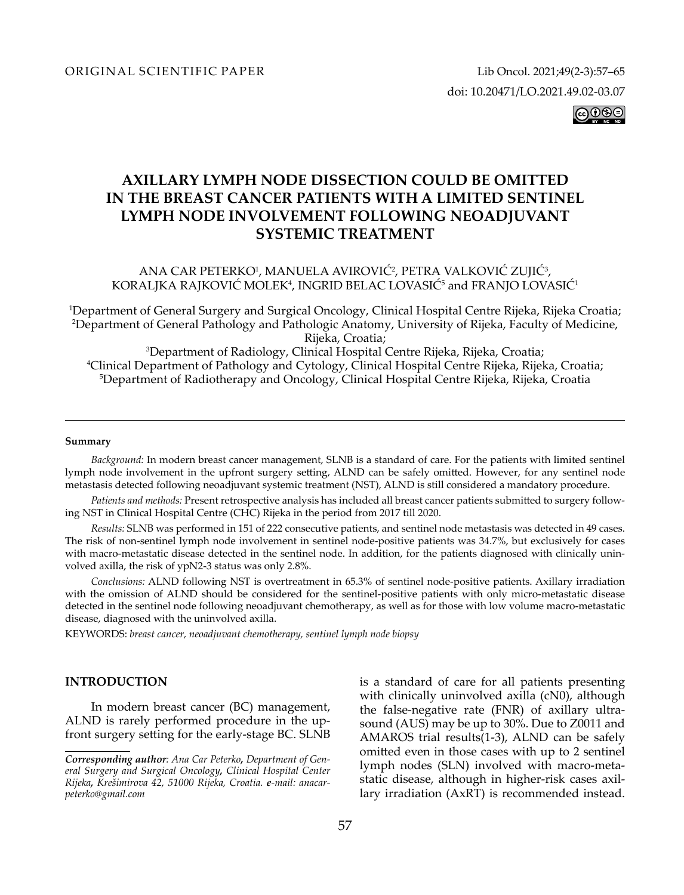ORIGINAL SCIENTIFIC PAPER

doi: 10.20471/LO.2021.49.02-03.07

# AXILLARY LYMPH NODE DISSECTION COULD BE OMITTED IN THE BREAST CANCER PATIENTS WITH A LIMITED SENTINEL LYMPH NODE INVOLVEMENT FOLLOWING NEOADJUVANT SYSTEMIC TREATMENT

ANA CAR PETERKO[1], MANUELA AVIROVIĆ[2], PETRA VALKOVIĆ ZUJIĆ[3], KORALJKA RAJKOVIĆ MOLEK[4], INGRID BELAC LOVASIĆ[5] and FRANJO LOVASIĆ[1]

[1]Department of General Surgery and Surgical Oncology, Clinical Hospital Centre Rijeka, Rijeka Croatia;
[2]Department of General Pathology and Pathologic Anatomy, University of Rijeka, Faculty of Medicine, Rijeka, Croatia;
[3]Department of Radiology, Clinical Hospital Centre Rijeka, Rijeka, Croatia;
[4]Clinical Department of Pathology and Cytology, Clinical Hospital Centre Rijeka, Rijeka, Croatia;
[5]Department of Radiotherapy and Oncology, Clinical Hospital Centre Rijeka, Rijeka, Croatia

**Summary**

*Background:* In modern breast cancer management, SLNB is a standard of care. For the patients with limited sentinel lymph node involvement in the upfront surgery setting, ALND can be safely omitted. However, for any sentinel node metastasis detected following neoadjuvant systemic treatment (NST), ALND is still considered a mandatory procedure.

*Patients and methods:* Present retrospective analysis has included all breast cancer patients submitted to surgery following NST in Clinical Hospital Centre (CHC) Rijeka in the period from 2017 till 2020.

*Results:* SLNB was performed in 151 of 222 consecutive patients, and sentinel node metastasis was detected in 49 cases. The risk of non-sentinel lymph node involvement in sentinel node-positive patients was 34.7%, but exclusively for cases with macro-metastatic disease detected in the sentinel node. In addition, for the patients diagnosed with clinically uninvolved axilla, the risk of ypN2-3 status was only 2.8%.

*Conclusions:* ALND following NST is overtreatment in 65.3% of sentinel node-positive patients. Axillary irradiation with the omission of ALND should be considered for the sentinel-positive patients with only micro-metastatic disease detected in the sentinel node following neoadjuvant chemotherapy, as well as for those with low volume macro-metastatic disease, diagnosed with the uninvolved axilla.

KEYWORDS: *breast cancer, neoadjuvant chemotherapy, sentinel lymph node biopsy*

## INTRODUCTION

In modern breast cancer (BC) management, ALND is rarely performed procedure in the upfront surgery setting for the early-stage BC. SLNB is a standard of care for all patients presenting with clinically uninvolved axilla (cN0), although the false-negative rate (FNR) of axillary ultrasound (AUS) may be up to 30%. Due to Z0011 and AMAROS trial results(1-3), ALND can be safely omitted even in those cases with up to 2 sentinel lymph nodes (SLN) involved with macro-metastatic disease, although in higher-risk cases axillary irradiation (AxRT) is recommended instead.

***Corresponding author**: Ana Car Peterko, Department of General Surgery and Surgical Oncology, Clinical Hospital Center Rijeka, Krešimirova 42, 51000 Rijeka, Croatia. **e**-mail: anacarpeterko@gmail.com*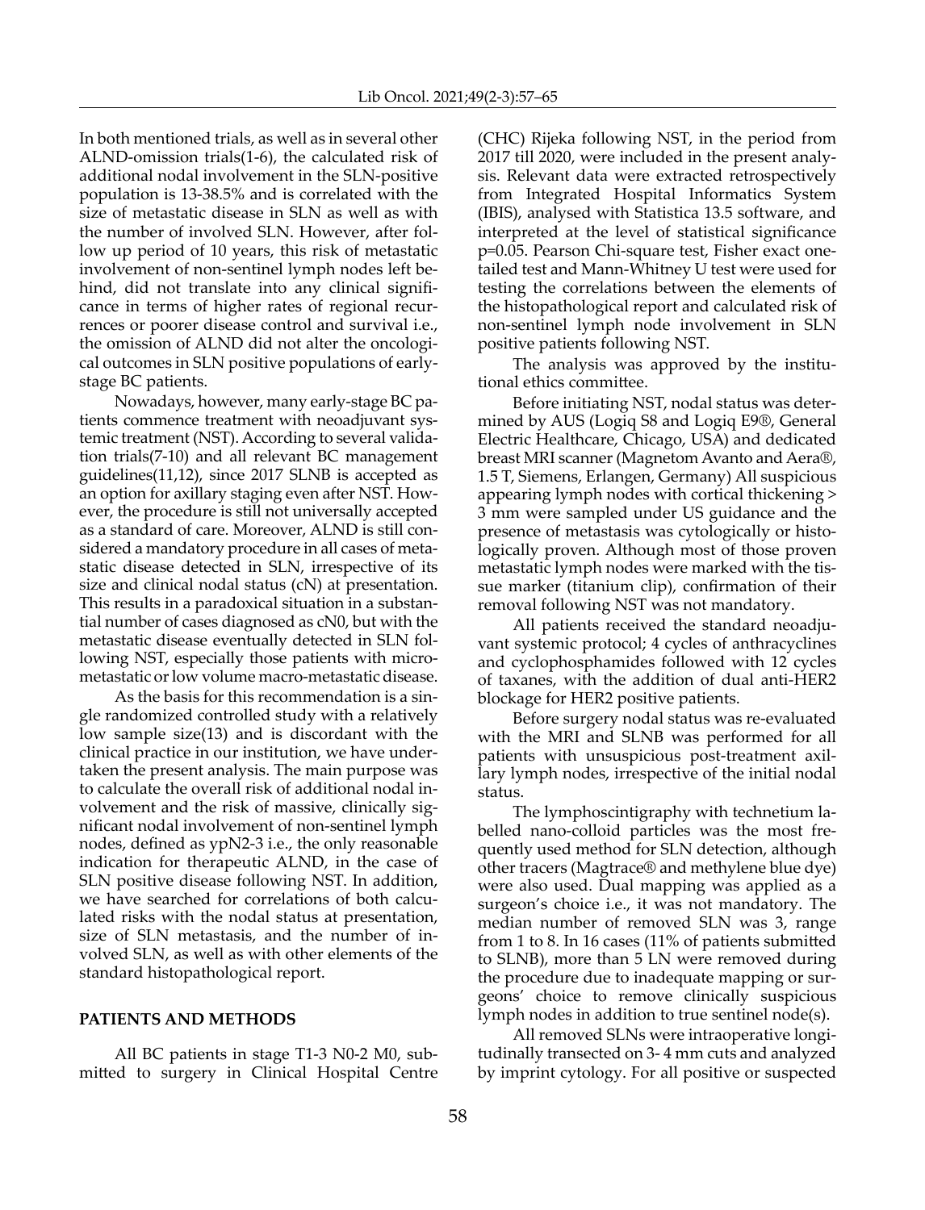In both mentioned trials, as well as in several other ALND-omission trials(1-6), the calculated risk of additional nodal involvement in the SLN-positive population is 13-38.5% and is correlated with the size of metastatic disease in SLN as well as with the number of involved SLN. However, after follow up period of 10 years, this risk of metastatic involvement of non-sentinel lymph nodes left behind, did not translate into any clinical significance in terms of higher rates of regional recurrences or poorer disease control and survival i.e., the omission of ALND did not alter the oncological outcomes in SLN positive populations of early-stage BC patients.

Nowadays, however, many early-stage BC patients commence treatment with neoadjuvant systemic treatment (NST). According to several validation trials(7-10) and all relevant BC management guidelines(11,12), since 2017 SLNB is accepted as an option for axillary staging even after NST. However, the procedure is still not universally accepted as a standard of care. Moreover, ALND is still considered a mandatory procedure in all cases of metastatic disease detected in SLN, irrespective of its size and clinical nodal status (cN) at presentation. This results in a paradoxical situation in a substantial number of cases diagnosed as cN0, but with the metastatic disease eventually detected in SLN following NST, especially those patients with micro-metastatic or low volume macro-metastatic disease.

As the basis for this recommendation is a single randomized controlled study with a relatively low sample size(13) and is discordant with the clinical practice in our institution, we have undertaken the present analysis. The main purpose was to calculate the overall risk of additional nodal involvement and the risk of massive, clinically significant nodal involvement of non-sentinel lymph nodes, defined as ypN2-3 i.e., the only reasonable indication for therapeutic ALND, in the case of SLN positive disease following NST. In addition, we have searched for correlations of both calculated risks with the nodal status at presentation, size of SLN metastasis, and the number of involved SLN, as well as with other elements of the standard histopathological report.

## PATIENTS AND METHODS

All BC patients in stage T1-3 N0-2 M0, submitted to surgery in Clinical Hospital Centre (CHC) Rijeka following NST, in the period from 2017 till 2020, were included in the present analysis. Relevant data were extracted retrospectively from Integrated Hospital Informatics System (IBIS), analysed with Statistica 13.5 software, and interpreted at the level of statistical significance p=0.05. Pearson Chi-square test, Fisher exact one-tailed test and Mann-Whitney U test were used for testing the correlations between the elements of the histopathological report and calculated risk of non-sentinel lymph node involvement in SLN positive patients following NST.

The analysis was approved by the institutional ethics committee.

Before initiating NST, nodal status was determined by AUS (Logiq S8 and Logiq E9®, General Electric Healthcare, Chicago, USA) and dedicated breast MRI scanner (Magnetom Avanto and Aera®, 1.5 T, Siemens, Erlangen, Germany) All suspicious appearing lymph nodes with cortical thickening > 3 mm were sampled under US guidance and the presence of metastasis was cytologically or histologically proven. Although most of those proven metastatic lymph nodes were marked with the tissue marker (titanium clip), confirmation of their removal following NST was not mandatory.

All patients received the standard neoadjuvant systemic protocol; 4 cycles of anthracyclines and cyclophosphamides followed with 12 cycles of taxanes, with the addition of dual anti-HER2 blockage for HER2 positive patients.

Before surgery nodal status was re-evaluated with the MRI and SLNB was performed for all patients with unsuspicious post-treatment axillary lymph nodes, irrespective of the initial nodal status.

The lymphoscintigraphy with technetium labelled nano-colloid particles was the most frequently used method for SLN detection, although other tracers (Magtrace® and methylene blue dye) were also used. Dual mapping was applied as a surgeon's choice i.e., it was not mandatory. The median number of removed SLN was 3, range from 1 to 8. In 16 cases (11% of patients submitted to SLNB), more than 5 LN were removed during the procedure due to inadequate mapping or surgeons' choice to remove clinically suspicious lymph nodes in addition to true sentinel node(s).

All removed SLNs were intraoperative longitudinally transected on 3- 4 mm cuts and analyzed by imprint cytology. For all positive or suspected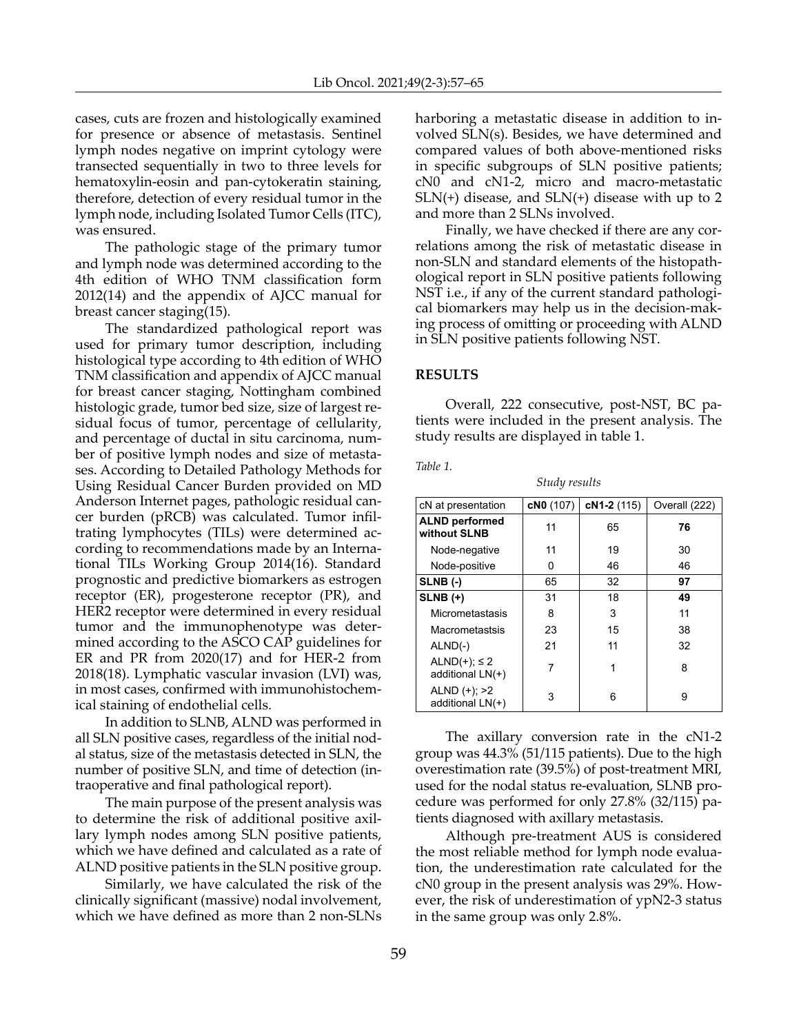cases, cuts are frozen and histologically examined for presence or absence of metastasis. Sentinel lymph nodes negative on imprint cytology were transected sequentially in two to three levels for hematoxylin-eosin and pan-cytokeratin staining, therefore, detection of every residual tumor in the lymph node, including Isolated Tumor Cells (ITC), was ensured.

The pathologic stage of the primary tumor and lymph node was determined according to the 4th edition of WHO TNM classification form 2012(14) and the appendix of AJCC manual for breast cancer staging(15).

The standardized pathological report was used for primary tumor description, including histological type according to 4th edition of WHO TNM classification and appendix of AJCC manual for breast cancer staging, Nottingham combined histologic grade, tumor bed size, size of largest residual focus of tumor, percentage of cellularity, and percentage of ductal in situ carcinoma, number of positive lymph nodes and size of metastases. According to Detailed Pathology Methods for Using Residual Cancer Burden provided on MD Anderson Internet pages, pathologic residual cancer burden (pRCB) was calculated. Tumor infiltrating lymphocytes (TILs) were determined according to recommendations made by an International TILs Working Group 2014(16). Standard prognostic and predictive biomarkers as estrogen receptor (ER), progesterone receptor (PR), and HER2 receptor were determined in every residual tumor and the immunophenotype was determined according to the ASCO CAP guidelines for ER and PR from 2020(17) and for HER-2 from 2018(18). Lymphatic vascular invasion (LVI) was, in most cases, confirmed with immunohistochemical staining of endothelial cells.

In addition to SLNB, ALND was performed in all SLN positive cases, regardless of the initial nodal status, size of the metastasis detected in SLN, the number of positive SLN, and time of detection (intraoperative and final pathological report).

The main purpose of the present analysis was to determine the risk of additional positive axillary lymph nodes among SLN positive patients, which we have defined and calculated as a rate of ALND positive patients in the SLN positive group.

Similarly, we have calculated the risk of the clinically significant (massive) nodal involvement, which we have defined as more than 2 non-SLNs harboring a metastatic disease in addition to involved SLN(s). Besides, we have determined and compared values of both above-mentioned risks in specific subgroups of SLN positive patients; cN0 and cN1-2, micro and macro-metastatic SLN(+) disease, and SLN(+) disease with up to 2 and more than 2 SLNs involved.

Finally, we have checked if there are any correlations among the risk of metastatic disease in non-SLN and standard elements of the histopathological report in SLN positive patients following NST i.e., if any of the current standard pathological biomarkers may help us in the decision-making process of omitting or proceeding with ALND in SLN positive patients following NST.

## RESULTS

Overall, 222 consecutive, post-NST, BC patients were included in the present analysis. The study results are displayed in table 1.

*Table 1.*

*Study results*

| cN at presentation | **cN0** (107) | **cN1-2** (115) | Overall (222) |
|---|---|---|---|
| **ALND performed without SLNB** | 11 | 65 | **76** |
| Node-negative | 11 | 19 | 30 |
| Node-positive | 0 | 46 | 46 |
| **SLNB (-)** | 65 | 32 | **97** |
| **SLNB (+)** | 31 | 18 | **49** |
| Micrometastasis | 8 | 3 | 11 |
| Macrometastsis | 23 | 15 | 38 |
| ALND(-) | 21 | 11 | 32 |
| ALND(+); ≤ 2 additional LN(+) | 7 | 1 | 8 |
| ALND (+); >2 additional LN(+) | 3 | 6 | 9 |

The axillary conversion rate in the cN1-2 group was 44.3% (51/115 patients). Due to the high overestimation rate (39.5%) of post-treatment MRI, used for the nodal status re-evaluation, SLNB procedure was performed for only 27.8% (32/115) patients diagnosed with axillary metastasis.

Although pre-treatment AUS is considered the most reliable method for lymph node evaluation, the underestimation rate calculated for the cN0 group in the present analysis was 29%. However, the risk of underestimation of ypN2-3 status in the same group was only 2.8%.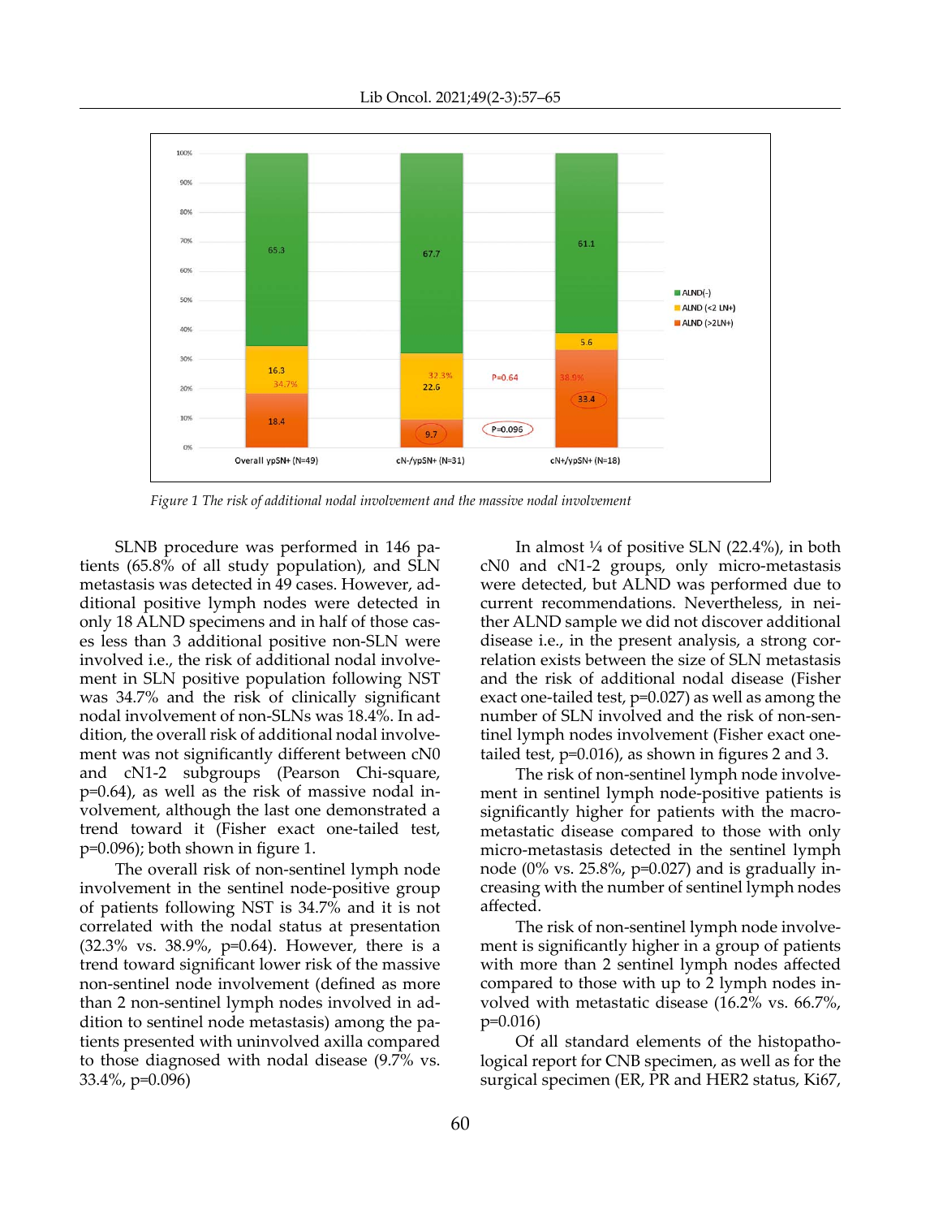*Figure 1 The risk of additional nodal involvement and the massive nodal involvement*

SLNB procedure was performed in 146 patients (65.8% of all study population), and SLN metastasis was detected in 49 cases. However, additional positive lymph nodes were detected in only 18 ALND specimens and in half of those cases less than 3 additional positive non-SLN were involved i.e., the risk of additional nodal involvement in SLN positive population following NST was 34.7% and the risk of clinically significant nodal involvement of non-SLNs was 18.4%. In addition, the overall risk of additional nodal involvement was not significantly different between cN0 and cN1-2 subgroups (Pearson Chi-square, p=0.64), as well as the risk of massive nodal involvement, although the last one demonstrated a trend toward it (Fisher exact one-tailed test, p=0.096); both shown in figure 1.

The overall risk of non-sentinel lymph node involvement in the sentinel node-positive group of patients following NST is 34.7% and it is not correlated with the nodal status at presentation (32.3% vs. 38.9%, p=0.64). However, there is a trend toward significant lower risk of the massive non-sentinel node involvement (defined as more than 2 non-sentinel lymph nodes involved in addition to sentinel node metastasis) among the patients presented with uninvolved axilla compared to those diagnosed with nodal disease (9.7% vs. 33.4%, p=0.096)

In almost ¼ of positive SLN (22.4%), in both cN0 and cN1-2 groups, only micro-metastasis were detected, but ALND was performed due to current recommendations. Nevertheless, in neither ALND sample we did not discover additional disease i.e., in the present analysis, a strong correlation exists between the size of SLN metastasis and the risk of additional nodal disease (Fisher exact one-tailed test, p=0.027) as well as among the number of SLN involved and the risk of non-sentinel lymph nodes involvement (Fisher exact one-tailed test, p=0.016), as shown in figures 2 and 3.

The risk of non-sentinel lymph node involvement in sentinel lymph node-positive patients is significantly higher for patients with the macrometastatic disease compared to those with only micro-metastasis detected in the sentinel lymph node (0% vs. 25.8%, p=0.027) and is gradually increasing with the number of sentinel lymph nodes affected.

The risk of non-sentinel lymph node involvement is significantly higher in a group of patients with more than 2 sentinel lymph nodes affected compared to those with up to 2 lymph nodes involved with metastatic disease (16.2% vs. 66.7%, p=0.016)

Of all standard elements of the histopathological report for CNB specimen, as well as for the surgical specimen (ER, PR and HER2 status, Ki67,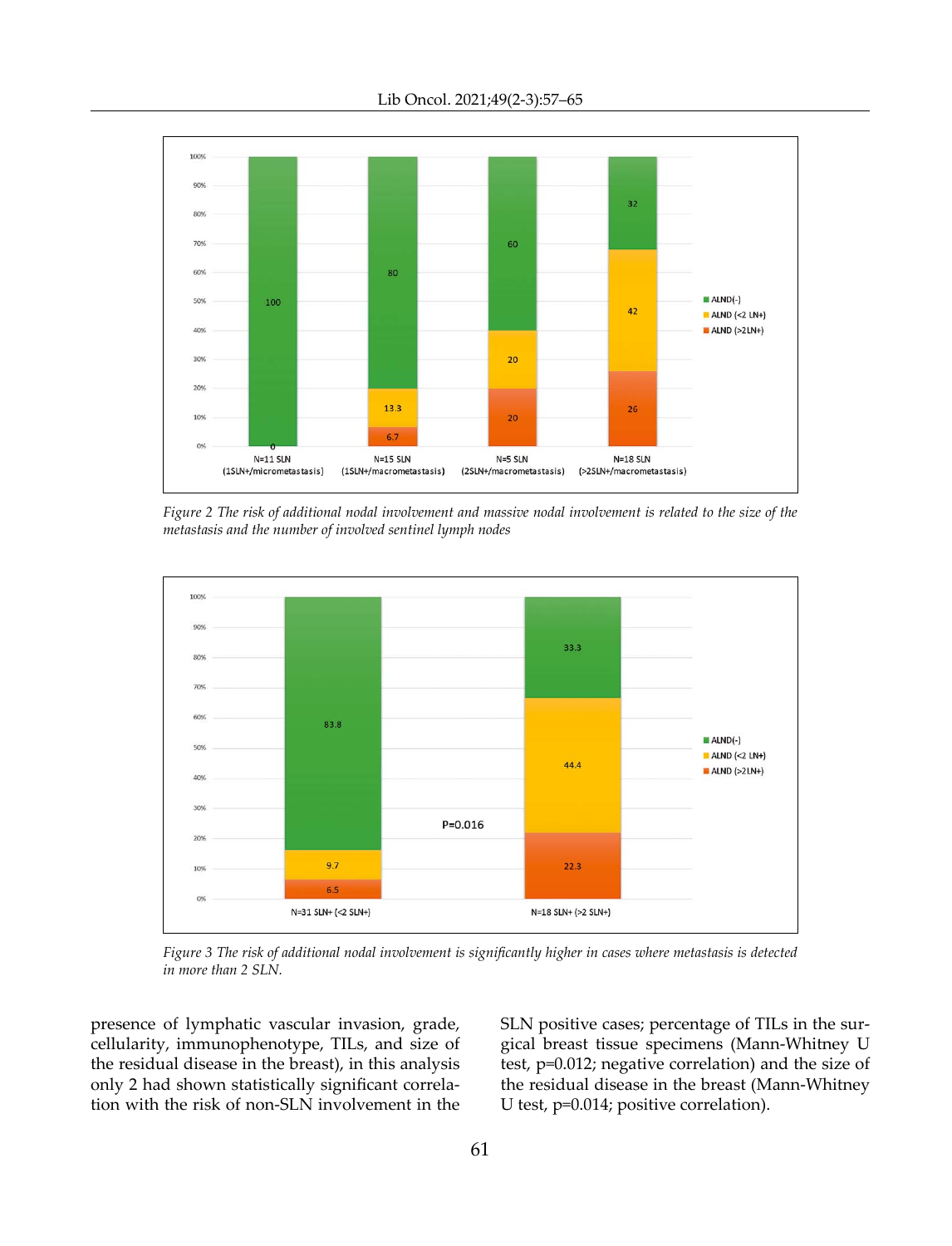*Figure 2 The risk of additional nodal involvement and massive nodal involvement is related to the size of the metastasis and the number of involved sentinel lymph nodes*

*Figure 3 The risk of additional nodal involvement is significantly higher in cases where metastasis is detected in more than 2 SLN.*

presence of lymphatic vascular invasion, grade, cellularity, immunophenotype, TILs, and size of the residual disease in the breast), in this analysis only 2 had shown statistically significant correlation with the risk of non-SLN involvement in the SLN positive cases; percentage of TILs in the surgical breast tissue specimens (Mann-Whitney U test, p=0.012; negative correlation) and the size of the residual disease in the breast (Mann-Whitney U test, p=0.014; positive correlation).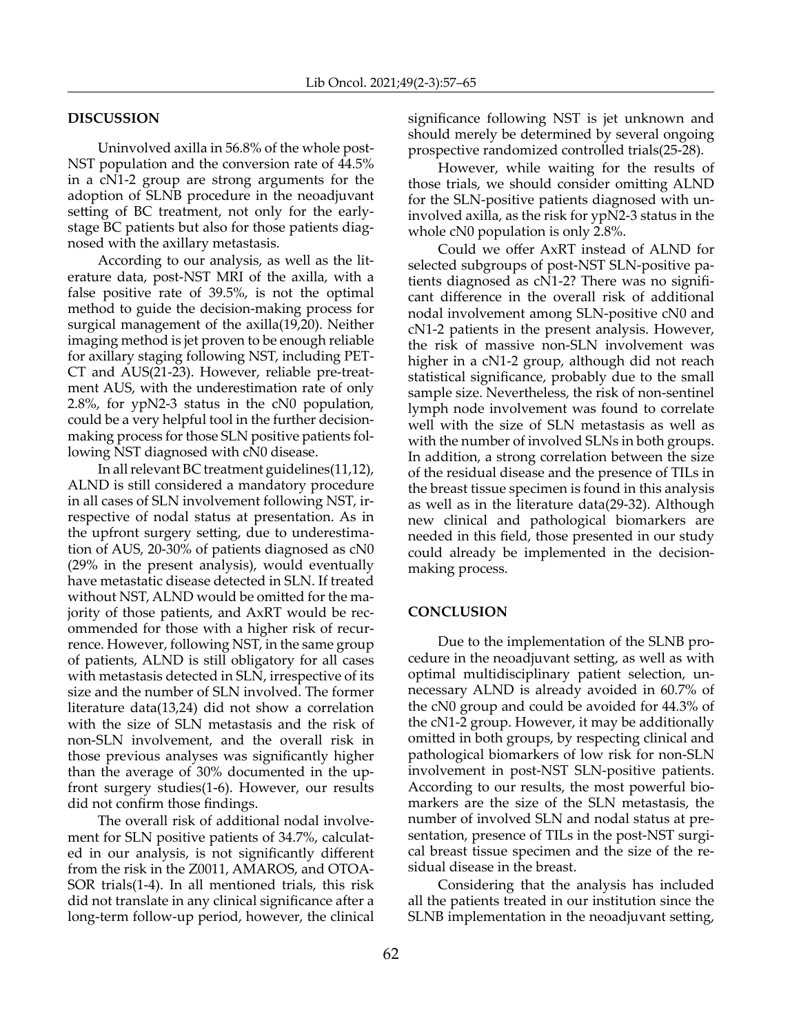## DISCUSSION

Uninvolved axilla in 56.8% of the whole post-NST population and the conversion rate of 44.5% in a cN1-2 group are strong arguments for the adoption of SLNB procedure in the neoadjuvant setting of BC treatment, not only for the early-stage BC patients but also for those patients diagnosed with the axillary metastasis.

According to our analysis, as well as the literature data, post-NST MRI of the axilla, with a false positive rate of 39.5%, is not the optimal method to guide the decision-making process for surgical management of the axilla(19,20). Neither imaging method is jet proven to be enough reliable for axillary staging following NST, including PET-CT and AUS(21-23). However, reliable pre-treatment AUS, with the underestimation rate of only 2.8%, for ypN2-3 status in the cN0 population, could be a very helpful tool in the further decision-making process for those SLN positive patients following NST diagnosed with cN0 disease.

In all relevant BC treatment guidelines(11,12), ALND is still considered a mandatory procedure in all cases of SLN involvement following NST, irrespective of nodal status at presentation. As in the upfront surgery setting, due to underestimation of AUS, 20-30% of patients diagnosed as cN0 (29% in the present analysis), would eventually have metastatic disease detected in SLN. If treated without NST, ALND would be omitted for the majority of those patients, and AxRT would be recommended for those with a higher risk of recurrence. However, following NST, in the same group of patients, ALND is still obligatory for all cases with metastasis detected in SLN, irrespective of its size and the number of SLN involved. The former literature data(13,24) did not show a correlation with the size of SLN metastasis and the risk of non-SLN involvement, and the overall risk in those previous analyses was significantly higher than the average of 30% documented in the upfront surgery studies(1-6). However, our results did not confirm those findings.

The overall risk of additional nodal involvement for SLN positive patients of 34.7%, calculated in our analysis, is not significantly different from the risk in the Z0011, AMAROS, and OTOASOR trials(1-4). In all mentioned trials, this risk did not translate in any clinical significance after a long-term follow-up period, however, the clinical significance following NST is jet unknown and should merely be determined by several ongoing prospective randomized controlled trials(25-28).

However, while waiting for the results of those trials, we should consider omitting ALND for the SLN-positive patients diagnosed with uninvolved axilla, as the risk for ypN2-3 status in the whole cN0 population is only 2.8%.

Could we offer AxRT instead of ALND for selected subgroups of post-NST SLN-positive patients diagnosed as cN1-2? There was no significant difference in the overall risk of additional nodal involvement among SLN-positive cN0 and cN1-2 patients in the present analysis. However, the risk of massive non-SLN involvement was higher in a cN1-2 group, although did not reach statistical significance, probably due to the small sample size. Nevertheless, the risk of non-sentinel lymph node involvement was found to correlate well with the size of SLN metastasis as well as with the number of involved SLNs in both groups. In addition, a strong correlation between the size of the residual disease and the presence of TILs in the breast tissue specimen is found in this analysis as well as in the literature data(29-32). Although new clinical and pathological biomarkers are needed in this field, those presented in our study could already be implemented in the decision-making process.

## CONCLUSION

Due to the implementation of the SLNB procedure in the neoadjuvant setting, as well as with optimal multidisciplinary patient selection, unnecessary ALND is already avoided in 60.7% of the cN0 group and could be avoided for 44.3% of the cN1-2 group. However, it may be additionally omitted in both groups, by respecting clinical and pathological biomarkers of low risk for non-SLN involvement in post-NST SLN-positive patients. According to our results, the most powerful biomarkers are the size of the SLN metastasis, the number of involved SLN and nodal status at presentation, presence of TILs in the post-NST surgical breast tissue specimen and the size of the residual disease in the breast.

Considering that the analysis has included all the patients treated in our institution since the SLNB implementation in the neoadjuvant setting,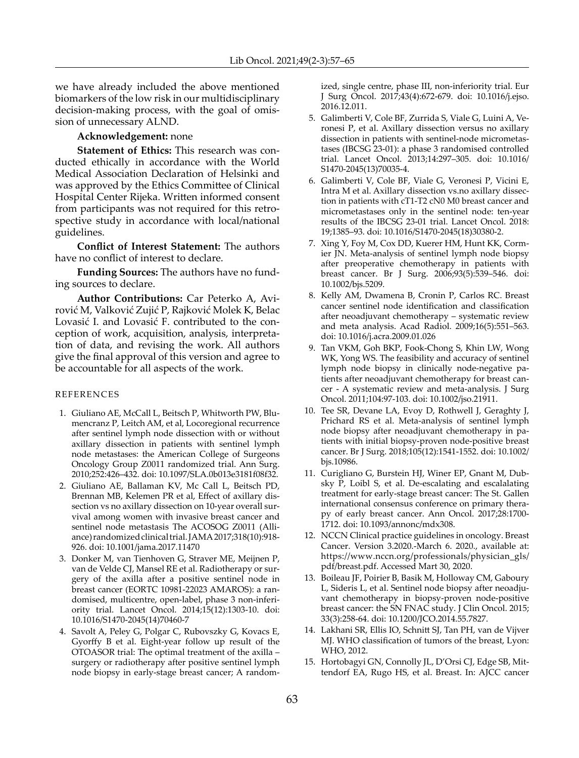we have already included the above mentioned biomarkers of the low risk in our multidisciplinary decision-making process, with the goal of omission of unnecessary ALND.

**Acknowledgement:** none

**Statement of Ethics:** This research was conducted ethically in accordance with the World Medical Association Declaration of Helsinki and was approved by the Ethics Committee of Clinical Hospital Center Rijeka. Written informed consent from participants was not required for this retrospective study in accordance with local/national guidelines.

**Conflict of Interest Statement:** The authors have no conflict of interest to declare.

**Funding Sources:** The authors have no funding sources to declare.

**Author Contributions:** Car Peterko A, Avirović M, Valković Zujić P, Rajković Molek K, Belac Lovasić I. and Lovasić F. contributed to the conception of work, acquisition, analysis, interpretation of data, and revising the work. All authors give the final approval of this version and agree to be accountable for all aspects of the work.

## REFERENCES

1. Giuliano AE, McCall L, Beitsch P, Whitworth PW, Blumencranz P, Leitch AM, et al, Locoregional recurrence after sentinel lymph node dissection with or without axillary dissection in patients with sentinel lymph node metastases: the American College of Surgeons Oncology Group Z0011 randomized trial. Ann Surg. 2010;252:426–432. doi: 10.1097/SLA.0b013e3181f08f32.
2. Giuliano AE, Ballaman KV, Mc Call L, Beitsch PD, Brennan MB, Kelemen PR et al, Effect of axillary dissection vs no axillary dissection on 10-year overall survival among women with invasive breast cancer and sentinel node metastasis The ACOSOG Z0011 (Alliance) randomized clinical trial. JAMA 2017;318(10):918-926. doi: 10.1001/jama.2017.11470
3. Donker M, van Tienhoven G, Straver ME, Meijnen P, van de Velde CJ, Mansel RE et al. Radiotherapy or surgery of the axilla after a positive sentinel node in breast cancer (EORTC 10981-22023 AMAROS): a randomised, multicentre, open-label, phase 3 non-inferiority trial. Lancet Oncol. 2014;15(12):1303-10. doi: 10.1016/S1470-2045(14)70460-7
4. Savolt A, Peley G, Polgar C, Rubovszky G, Kovacs E, Gyorffy B et al. Eight-year follow up result of the OTOASOR trial: The optimal treatment of the axilla – surgery or radiotherapy after positive sentinel lymph node biopsy in early-stage breast cancer; A randomized, single centre, phase III, non-inferiority trial. Eur J Surg Oncol. 2017;43(4):672-679. doi: 10.1016/j.ejso.2016.12.011.
5. Galimberti V, Cole BF, Zurrida S, Viale G, Luini A, Veronesi P, et al. Axillary dissection versus no axillary dissection in patients with sentinel-node micrometastases (IBCSG 23-01): a phase 3 randomised controlled trial. Lancet Oncol. 2013;14:297–305. doi: 10.1016/S1470-2045(13)70035-4.
6. Galimberti V, Cole BF, Viale G, Veronesi P, Vicini E, Intra M et al. Axillary dissection vs.no axillary dissection in patients with cT1-T2 cN0 M0 breast cancer and micrometastases only in the sentinel node: ten-year results of the IBCSG 23-01 trial. Lancet Oncol. 2018: 19;1385–93. doi: 10.1016/S1470-2045(18)30380-2.
7. Xing Y, Foy M, Cox DD, Kuerer HM, Hunt KK, Cormier JN. Meta-analysis of sentinel lymph node biopsy after preoperative chemotherapy in patients with breast cancer. Br J Surg. 2006;93(5):539–546. doi: 10.1002/bjs.5209.
8. Kelly AM, Dwamena B, Cronin P, Carlos RC. Breast cancer sentinel node identification and classification after neoadjuvant chemotherapy – systematic review and meta analysis. Acad Radiol. 2009;16(5):551–563. doi: 10.1016/j.acra.2009.01.026
9. Tan VKM, Goh BKP, Fook-Chong S, Khin LW, Wong WK, Yong WS. The feasibility and accuracy of sentinel lymph node biopsy in clinically node-negative patients after neoadjuvant chemotherapy for breast cancer - A systematic review and meta-analysis. J Surg Oncol. 2011;104:97-103. doi: 10.1002/jso.21911.
10. Tee SR, Devane LA, Evoy D, Rothwell J, Geraghty J, Prichard RS et al. Meta-analysis of sentinel lymph node biopsy after neoadjuvant chemotherapy in patients with initial biopsy-proven node-positive breast cancer. Br J Surg. 2018;105(12):1541-1552. doi: 10.1002/bjs.10986.
11. Curigliano G, Burstein HJ, Winer EP, Gnant M, Dubsky P, Loibl S, et al. De-escalating and escalalating treatment for early-stage breast cancer: The St. Gallen international consensus conference on primary therapy of early breast cancer. Ann Oncol. 2017;28:1700-1712. doi: 10.1093/annonc/mdx308.
12. NCCN Clinical practice guidelines in oncology. Breast Cancer. Version 3.2020.-March 6. 2020., available at: https://www.nccn.org/professionals/physician_gls/pdf/breast.pdf. Accessed Mart 30, 2020.
13. Boileau JF, Poirier B, Basik M, Holloway CM, Gaboury L, Sideris L, et al. Sentinel node biopsy after neoadjuvant chemotherapy in biopsy-proven node-positive breast cancer: the SN FNAC study. J Clin Oncol. 2015; 33(3):258-64. doi: 10.1200/JCO.2014.55.7827.
14. Lakhani SR, Ellis IO, Schnitt SJ, Tan PH, van de Vijver MJ. WHO classification of tumors of the breast, Lyon: WHO, 2012.
15. Hortobagyi GN, Connolly JL, D'Orsi CJ, Edge SB, Mittendorf EA, Rugo HS, et al. Breast. In: AJCC cancer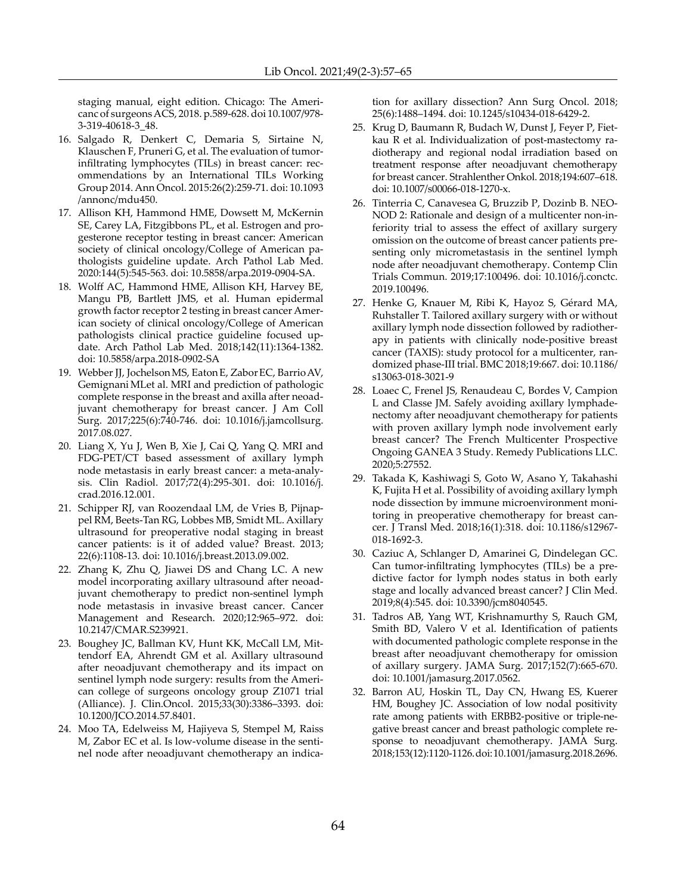staging manual, eight edition. Chicago: The Americanc of surgeons ACS, 2018. p.589-628. doi 10.1007/978-3-319-40618-3_48.

16. Salgado R, Denkert C, Demaria S, Sirtaine N, Klauschen F, Pruneri G, et al. The evaluation of tumor-infiltrating lymphocytes (TILs) in breast cancer: recommendations by an International TILs Working Group 2014. Ann Oncol. 2015:26(2):259-71. doi: 10.1093/annonc/mdu450.
17. Allison KH, Hammond HME, Dowsett M, McKernin SE, Carey LA, Fitzgibbons PL, et al. Estrogen and progesterone receptor testing in breast cancer: American society of clinical oncology/College of American pathologists guideline update. Arch Pathol Lab Med. 2020:144(5):545-563. doi: 10.5858/arpa.2019-0904-SA.
18. Wolff AC, Hammond HME, Allison KH, Harvey BE, Mangu PB, Bartlett JMS, et al. Human epidermal growth factor receptor 2 testing in breast cancer American society of clinical oncology/College of American pathologists clinical practice guideline focused update. Arch Pathol Lab Med. 2018;142(11):1364-1382. doi: 10.5858/arpa.2018-0902-SA
19. Webber JJ, Jochelson MS, Eaton E, Zabor EC, Barrio AV, Gemignani MLet al. MRI and prediction of pathologic complete response in the breast and axilla after neoadjuvant chemotherapy for breast cancer. J Am Coll Surg. 2017;225(6):740-746. doi: 10.1016/j.jamcollsurg.2017.08.027.
20. Liang X, Yu J, Wen B, Xie J, Cai Q, Yang Q. MRI and FDG-PET/CT based assessment of axillary lymph node metastasis in early breast cancer: a meta-analysis. Clin Radiol. 2017;72(4):295-301. doi: 10.1016/j.crad.2016.12.001.
21. Schipper RJ, van Roozendaal LM, de Vries B, Pijnappel RM, Beets-Tan RG, Lobbes MB, Smidt ML. Axillary ultrasound for preoperative nodal staging in breast cancer patients: is it of added value? Breast. 2013; 22(6):1108-13. doi: 10.1016/j.breast.2013.09.002.
22. Zhang K, Zhu Q, Jiawei DS and Chang LC. A new model incorporating axillary ultrasound after neoadjuvant chemotherapy to predict non-sentinel lymph node metastasis in invasive breast cancer. Cancer Management and Research. 2020;12:965–972. doi: 10.2147/CMAR.S239921.
23. Boughey JC, Ballman KV, Hunt KK, McCall LM, Mittendorf EA, Ahrendt GM et al. Axillary ultrasound after neoadjuvant chemotherapy and its impact on sentinel lymph node surgery: results from the American college of surgeons oncology group Z1071 trial (Alliance). J. Clin.Oncol. 2015;33(30):3386–3393. doi: 10.1200/JCO.2014.57.8401.
24. Moo TA, Edelweiss M, Hajiyeva S, Stempel M, Raiss M, Zabor EC et al. Is low-volume disease in the sentinel node after neoadjuvant chemotherapy an indication for axillary dissection? Ann Surg Oncol. 2018; 25(6):1488–1494. doi: 10.1245/s10434-018-6429-2.
25. Krug D, Baumann R, Budach W, Dunst J, Feyer P, Fietkau R et al. Individualization of post-mastectomy radiotherapy and regional nodal irradiation based on treatment response after neoadjuvant chemotherapy for breast cancer. Strahlenther Onkol. 2018;194:607–618. doi: 10.1007/s00066-018-1270-x.
26. Tinterria C, Canavesea G, Bruzzib P, Dozinb B. NEONOD 2: Rationale and design of a multicenter non-inferiority trial to assess the effect of axillary surgery omission on the outcome of breast cancer patients presenting only micrometastasis in the sentinel lymph node after neoadjuvant chemotherapy. Contemp Clin Trials Commun. 2019;17:100496. doi: 10.1016/j.conctc.2019.100496.
27. Henke G, Knauer M, Ribi K, Hayoz S, Gérard MA, Ruhstaller T. Tailored axillary surgery with or without axillary lymph node dissection followed by radiotherapy in patients with clinically node-positive breast cancer (TAXIS): study protocol for a multicenter, randomized phase-III trial. BMC 2018;19:667. doi: 10.1186/s13063-018-3021-9
28. Loaec C, Frenel JS, Renaudeau C, Bordes V, Campion L and Classe JM. Safely avoiding axillary lymphadenectomy after neoadjuvant chemotherapy for patients with proven axillary lymph node involvement early breast cancer? The French Multicenter Prospective Ongoing GANEA 3 Study. Remedy Publications LLC. 2020;5:27552.
29. Takada K, Kashiwagi S, Goto W, Asano Y, Takahashi K, Fujita H et al. Possibility of avoiding axillary lymph node dissection by immune microenvironment monitoring in preoperative chemotherapy for breast cancer. J Transl Med. 2018;16(1):318. doi: 10.1186/s12967-018-1692-3.
30. Caziuc A, Schlanger D, Amarinei G, Dindelegan GC. Can tumor-infiltrating lymphocytes (TILs) be a predictive factor for lymph nodes status in both early stage and locally advanced breast cancer? J Clin Med. 2019;8(4):545. doi: 10.3390/jcm8040545.
31. Tadros AB, Yang WT, Krishnamurthy S, Rauch GM, Smith BD, Valero V et al. Identification of patients with documented pathologic complete response in the breast after neoadjuvant chemotherapy for omission of axillary surgery. JAMA Surg. 2017;152(7):665-670. doi: 10.1001/jamasurg.2017.0562.
32. Barron AU, Hoskin TL, Day CN, Hwang ES, Kuerer HM, Boughey JC. Association of low nodal positivity rate among patients with ERBB2-positive or triple-negative breast cancer and breast pathologic complete response to neoadjuvant chemotherapy. JAMA Surg. 2018;153(12):1120-1126. doi:10.1001/jamasurg.2018.2696.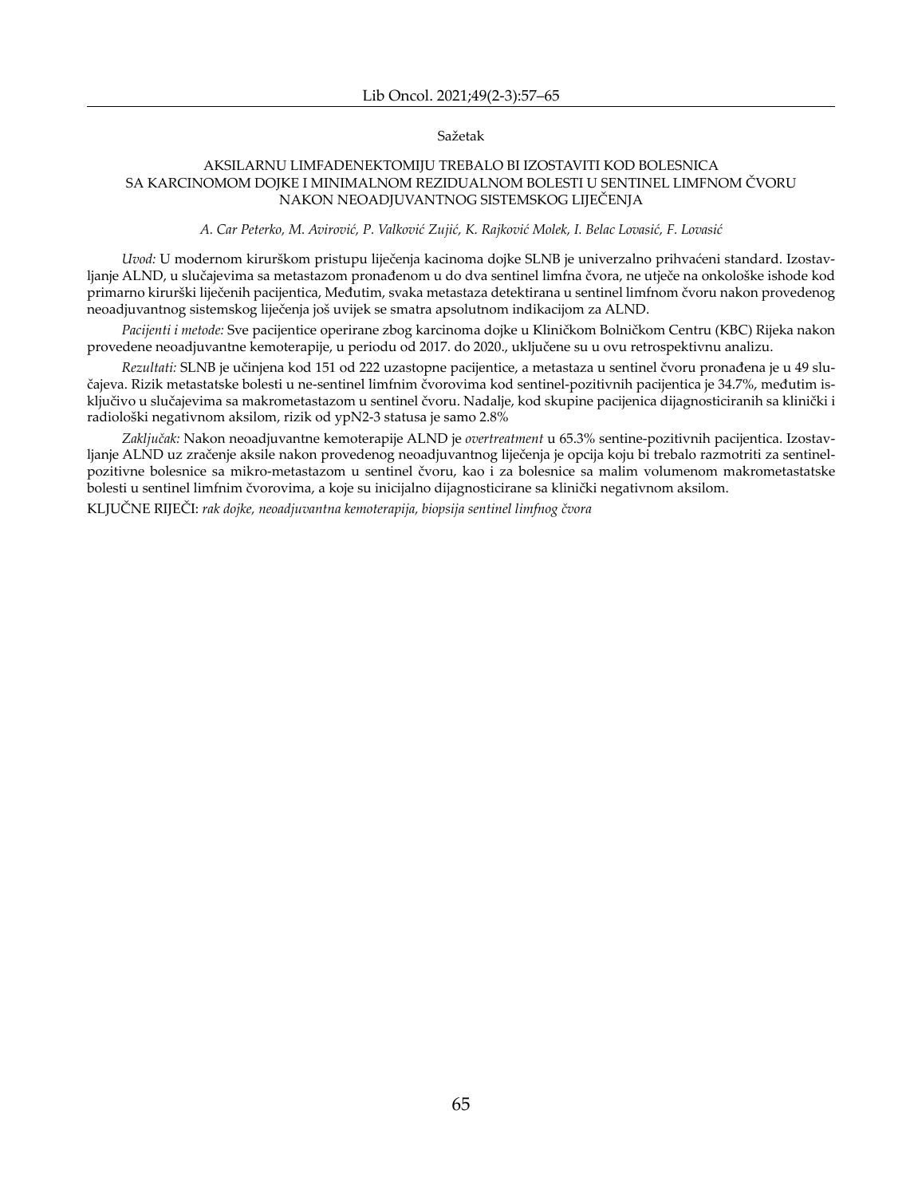Sažetak

## AKSILARNU LIMFADENEKTOMIJU TREBALO BI IZOSTAVITI KOD BOLESNICA SA KARCINOMOM DOJKE I MINIMALNOM REZIDUALNOM BOLESTI U SENTINEL LIMFNOM ČVORU NAKON NEOADJUVANTNOG SISTEMSKOG LIJEČENJA

*A. Car Peterko, M. Avirović, P. Valković Zujić, K. Rajković Molek, I. Belac Lovasić, F. Lovasić*

*Uvod:* U modernom kirurškom pristupu liječenja kacinoma dojke SLNB je univerzalno prihvaćeni standard. Izostavljanje ALND, u slučajevima sa metastazom pronađenom u do dva sentinel limfna čvora, ne utječe na onkološke ishode kod primarno kirurški liječenih pacijentica, Međutim, svaka metastaza detektirana u sentinel limfnom čvoru nakon provedenog neoadjuvantnog sistemskog liječenja još uvijek se smatra apsolutnom indikacijom za ALND.

*Pacijenti i metode:* Sve pacijentice operirane zbog karcinoma dojke u Kliničkom Bolničkom Centru (KBC) Rijeka nakon provedene neoadjuvantne kemoterapije, u periodu od 2017. do 2020., uključene su u ovu retrospektivnu analizu.

*Rezultati:* SLNB je učinjena kod 151 od 222 uzastopne pacijentice, a metastaza u sentinel čvoru pronađena je u 49 slučajeva. Rizik metastatske bolesti u ne-sentinel limfnim čvorovima kod sentinel-pozitivnih pacijentica je 34.7%, međutim isključivo u slučajevima sa makrometastazom u sentinel čvoru. Nadalje, kod skupine pacijenica dijagnosticiranih sa klinički i radiološki negativnom aksilom, rizik od ypN2-3 statusa je samo 2.8%

*Zaključak:* Nakon neoadjuvantne kemoterapije ALND je *overtreatment* u 65.3% sentine-pozitivnih pacijentica. Izostavljanje ALND uz zračenje aksile nakon provedenog neoadjuvantnog liječenja je opcija koju bi trebalo razmotriti za sentinel-pozitivne bolesnice sa mikro-metastazom u sentinel čvoru, kao i za bolesnice sa malim volumenom makrometastatske bolesti u sentinel limfnim čvorovima, a koje su inicijalno dijagnosticirane sa klinički negativnom aksilom.

KLJUČNE RIJEČI: *rak dojke, neoadjuvantna kemoterapija, biopsija sentinel limfnog čvora*